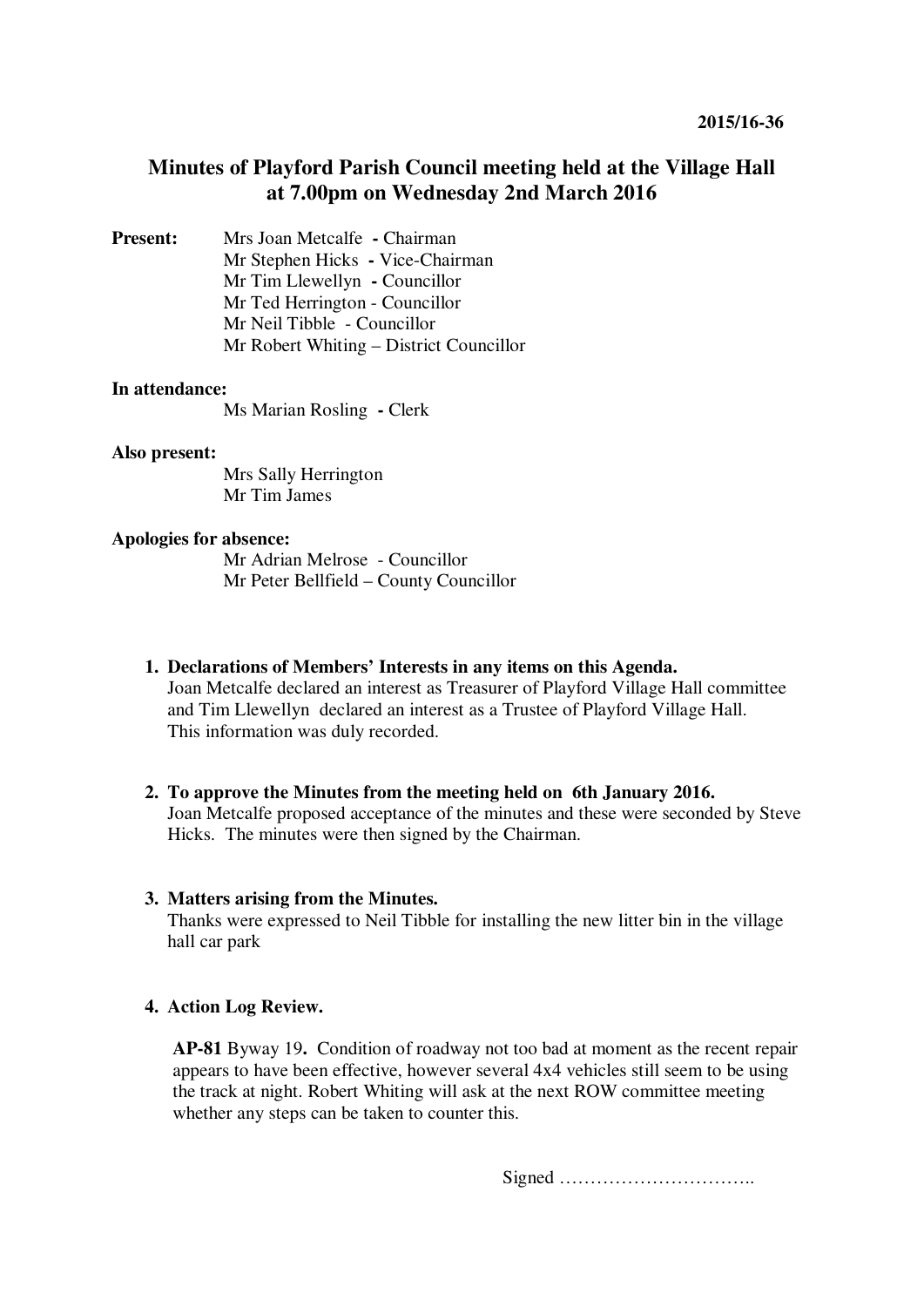2015/16-36

# Minutes of Playford Parish Council meeting held at the Village Hall at 7.00pm on Wednesday 2nd March 2016

**Present:**
Mrs Joan Metcalfe - Chairman
Mr Stephen Hicks - Vice-Chairman
Mr Tim Llewellyn - Councillor
Mr Ted Herrington - Councillor
Mr Neil Tibble - Councillor
Mr Robert Whiting – District Councillor

**In attendance:**
Ms Marian Rosling - Clerk

**Also present:**
Mrs Sally Herrington
Mr Tim James

**Apologies for absence:**
Mr Adrian Melrose - Councillor
Mr Peter Bellfield – County Councillor

1. **Declarations of Members' Interests in any items on this Agenda.**
   Joan Metcalfe declared an interest as Treasurer of Playford Village Hall committee and Tim Llewellyn declared an interest as a Trustee of Playford Village Hall. This information was duly recorded.

2. **To approve the Minutes from the meeting held on 6th January 2016.**
   Joan Metcalfe proposed acceptance of the minutes and these were seconded by Steve Hicks. The minutes were then signed by the Chairman.

3. **Matters arising from the Minutes.**
   Thanks were expressed to Neil Tibble for installing the new litter bin in the village hall car park

4. **Action Log Review.**

   **AP-81** Byway 19. Condition of roadway not too bad at moment as the recent repair appears to have been effective, however several 4x4 vehicles still seem to be using the track at night. Robert Whiting will ask at the next ROW committee meeting whether any steps can be taken to counter this.

Signed …………………………..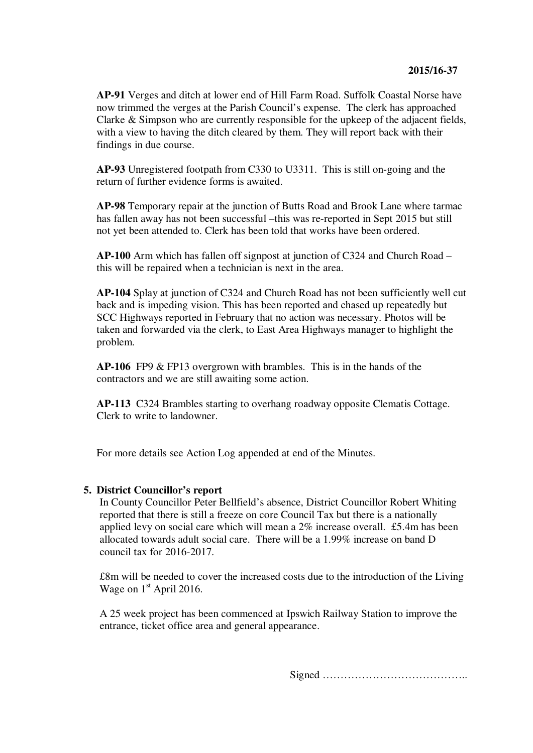**AP-91** Verges and ditch at lower end of Hill Farm Road. Suffolk Coastal Norse have now trimmed the verges at the Parish Council's expense. The clerk has approached Clarke & Simpson who are currently responsible for the upkeep of the adjacent fields, with a view to having the ditch cleared by them. They will report back with their findings in due course.

**AP-93** Unregistered footpath from C330 to U3311. This is still on-going and the return of further evidence forms is awaited.

**AP-98** Temporary repair at the junction of Butts Road and Brook Lane where tarmac has fallen away has not been successful –this was re-reported in Sept 2015 but still not yet been attended to. Clerk has been told that works have been ordered.

**AP-100** Arm which has fallen off signpost at junction of C324 and Church Road – this will be repaired when a technician is next in the area.

**AP-104** Splay at junction of C324 and Church Road has not been sufficiently well cut back and is impeding vision. This has been reported and chased up repeatedly but SCC Highways reported in February that no action was necessary. Photos will be taken and forwarded via the clerk, to East Area Highways manager to highlight the problem.

**AP-106** FP9 & FP13 overgrown with brambles. This is in the hands of the contractors and we are still awaiting some action.

**AP-113** C324 Brambles starting to overhang roadway opposite Clematis Cottage. Clerk to write to landowner.

For more details see Action Log appended at end of the Minutes.

**5. District Councillor's report**

In County Councillor Peter Bellfield's absence, District Councillor Robert Whiting reported that there is still a freeze on core Council Tax but there is a nationally applied levy on social care which will mean a 2% increase overall. £5.4m has been allocated towards adult social care. There will be a 1.99% increase on band D council tax for 2016-2017.

£8m will be needed to cover the increased costs due to the introduction of the Living Wage on 1st April 2016.

A 25 week project has been commenced at Ipswich Railway Station to improve the entrance, ticket office area and general appearance.

Signed …………………………………..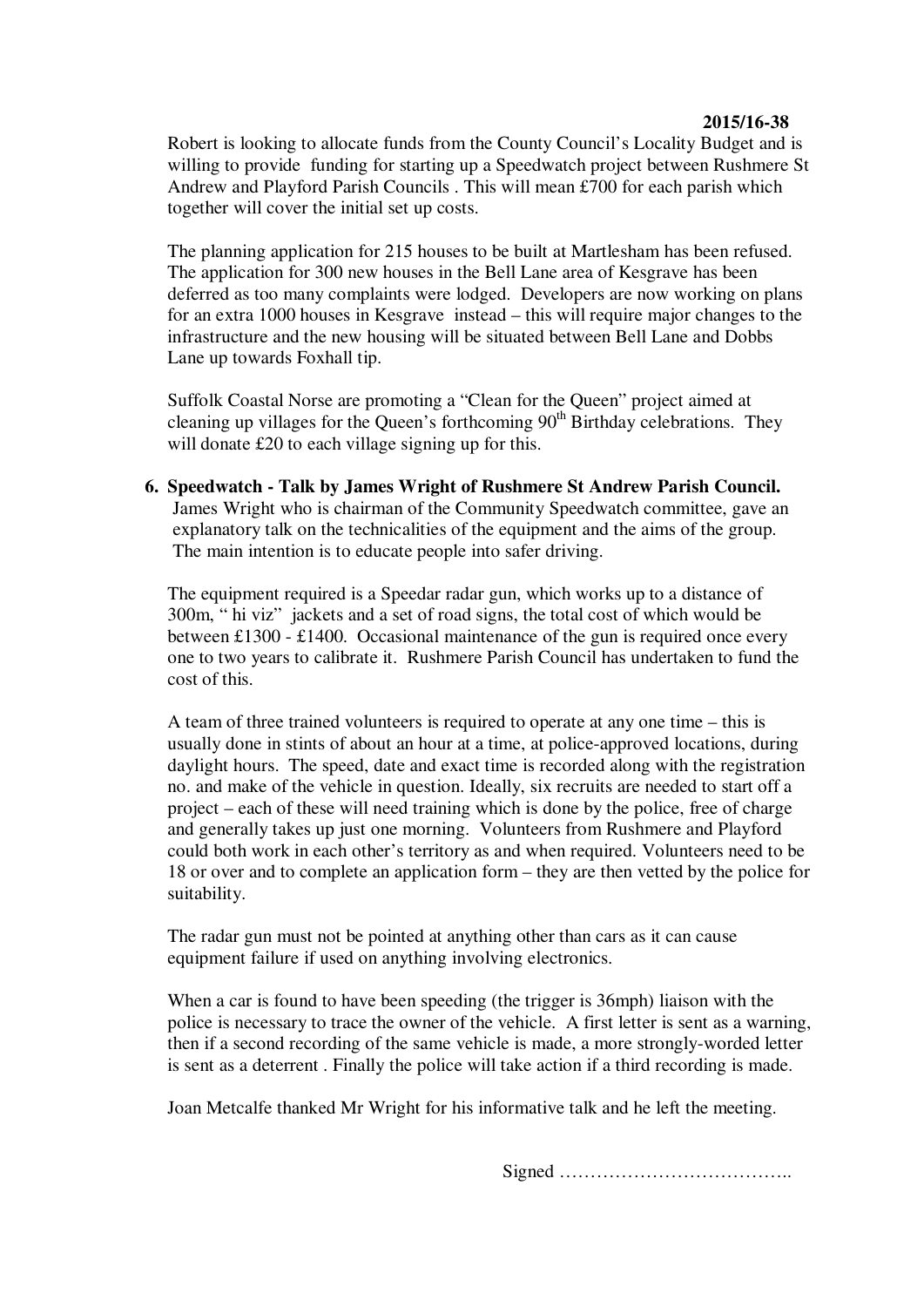Robert is looking to allocate funds from the County Council's Locality Budget and is willing to provide funding for starting up a Speedwatch project between Rushmere St Andrew and Playford Parish Councils . This will mean £700 for each parish which together will cover the initial set up costs.

The planning application for 215 houses to be built at Martlesham has been refused. The application for 300 new houses in the Bell Lane area of Kesgrave has been deferred as too many complaints were lodged. Developers are now working on plans for an extra 1000 houses in Kesgrave instead – this will require major changes to the infrastructure and the new housing will be situated between Bell Lane and Dobbs Lane up towards Foxhall tip.

Suffolk Coastal Norse are promoting a "Clean for the Queen" project aimed at cleaning up villages for the Queen's forthcoming 90th Birthday celebrations. They will donate £20 to each village signing up for this.

6. **Speedwatch - Talk by James Wright of Rushmere St Andrew Parish Council.**
   James Wright who is chairman of the Community Speedwatch committee, gave an explanatory talk on the technicalities of the equipment and the aims of the group. The main intention is to educate people into safer driving.

The equipment required is a Speedar radar gun, which works up to a distance of 300m, " hi viz" jackets and a set of road signs, the total cost of which would be between £1300 - £1400. Occasional maintenance of the gun is required once every one to two years to calibrate it. Rushmere Parish Council has undertaken to fund the cost of this.

A team of three trained volunteers is required to operate at any one time – this is usually done in stints of about an hour at a time, at police-approved locations, during daylight hours. The speed, date and exact time is recorded along with the registration no. and make of the vehicle in question. Ideally, six recruits are needed to start off a project – each of these will need training which is done by the police, free of charge and generally takes up just one morning. Volunteers from Rushmere and Playford could both work in each other's territory as and when required. Volunteers need to be 18 or over and to complete an application form – they are then vetted by the police for suitability.

The radar gun must not be pointed at anything other than cars as it can cause equipment failure if used on anything involving electronics.

When a car is found to have been speeding (the trigger is 36mph) liaison with the police is necessary to trace the owner of the vehicle. A first letter is sent as a warning, then if a second recording of the same vehicle is made, a more strongly-worded letter is sent as a deterrent . Finally the police will take action if a third recording is made.

Joan Metcalfe thanked Mr Wright for his informative talk and he left the meeting.

Signed ………………………………..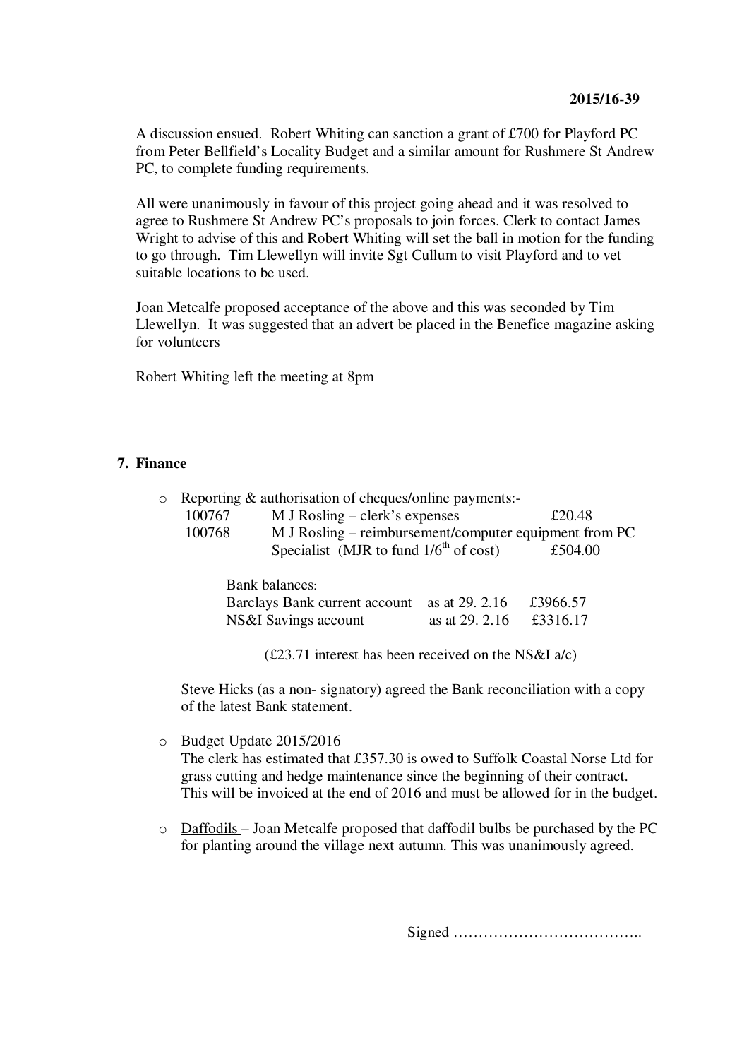A discussion ensued. Robert Whiting can sanction a grant of £700 for Playford PC from Peter Bellfield's Locality Budget and a similar amount for Rushmere St Andrew PC, to complete funding requirements.

All were unanimously in favour of this project going ahead and it was resolved to agree to Rushmere St Andrew PC's proposals to join forces. Clerk to contact James Wright to advise of this and Robert Whiting will set the ball in motion for the funding to go through. Tim Llewellyn will invite Sgt Cullum to visit Playford and to vet suitable locations to be used.

Joan Metcalfe proposed acceptance of the above and this was seconded by Tim Llewellyn. It was suggested that an advert be placed in the Benefice magazine asking for volunteers

Robert Whiting left the meeting at 8pm

## 7. Finance

- Reporting & authorisation of cheques/online payments:-

| | | |
|---|---|---|
| 100767 | M J Rosling – clerk's expenses | £20.48 |
| 100768 | M J Rosling – reimbursement/computer equipment from PC Specialist (MJR to fund 1/6th of cost) | £504.00 |

Bank balances:

| | | |
|---|---|---|
| Barclays Bank current account | as at 29. 2.16 | £3966.57 |
| NS&I Savings account | as at 29. 2.16 | £3316.17 |

(£23.71 interest has been received on the NS&I a/c)

Steve Hicks (as a non- signatory) agreed the Bank reconciliation with a copy of the latest Bank statement.

- Budget Update 2015/2016
  The clerk has estimated that £357.30 is owed to Suffolk Coastal Norse Ltd for grass cutting and hedge maintenance since the beginning of their contract. This will be invoiced at the end of 2016 and must be allowed for in the budget.

- Daffodils – Joan Metcalfe proposed that daffodil bulbs be purchased by the PC for planting around the village next autumn. This was unanimously agreed.

Signed ………………………………..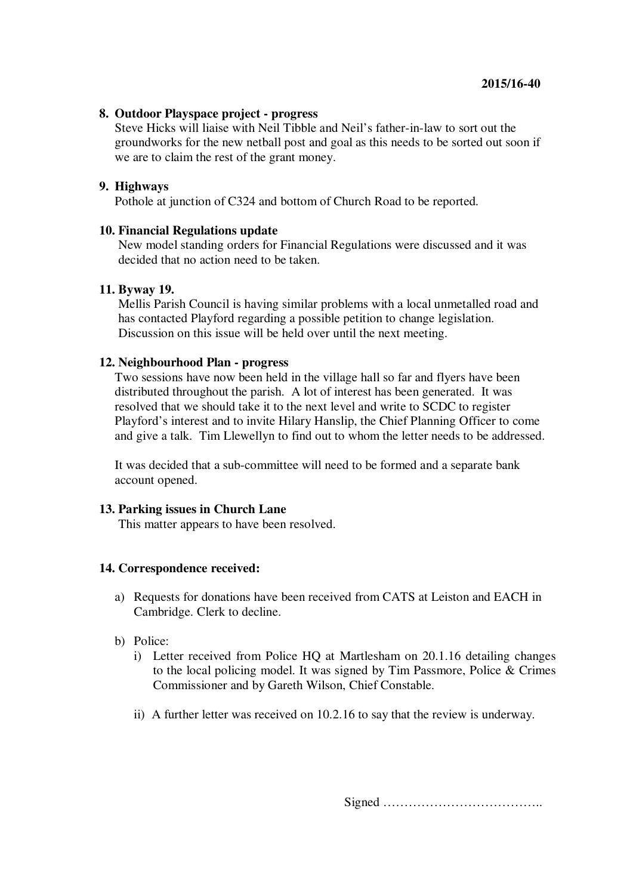**2015/16-40**

**8. Outdoor Playspace project - progress**

Steve Hicks will liaise with Neil Tibble and Neil's father-in-law to sort out the groundworks for the new netball post and goal as this needs to be sorted out soon if we are to claim the rest of the grant money.

**9. Highways**

Pothole at junction of C324 and bottom of Church Road to be reported.

**10. Financial Regulations update**

New model standing orders for Financial Regulations were discussed and it was decided that no action need to be taken.

**11. Byway 19.**

Mellis Parish Council is having similar problems with a local unmetalled road and has contacted Playford regarding a possible petition to change legislation. Discussion on this issue will be held over until the next meeting.

**12. Neighbourhood Plan - progress**

Two sessions have now been held in the village hall so far and flyers have been distributed throughout the parish. A lot of interest has been generated. It was resolved that we should take it to the next level and write to SCDC to register Playford's interest and to invite Hilary Hanslip, the Chief Planning Officer to come and give a talk. Tim Llewellyn to find out to whom the letter needs to be addressed.

It was decided that a sub-committee will need to be formed and a separate bank account opened.

**13. Parking issues in Church Lane**

This matter appears to have been resolved.

**14. Correspondence received:**

a) Requests for donations have been received from CATS at Leiston and EACH in Cambridge. Clerk to decline.

b) Police:

   i) Letter received from Police HQ at Martlesham on 20.1.16 detailing changes to the local policing model. It was signed by Tim Passmore, Police & Crimes Commissioner and by Gareth Wilson, Chief Constable.

   ii) A further letter was received on 10.2.16 to say that the review is underway.

Signed ………………………………..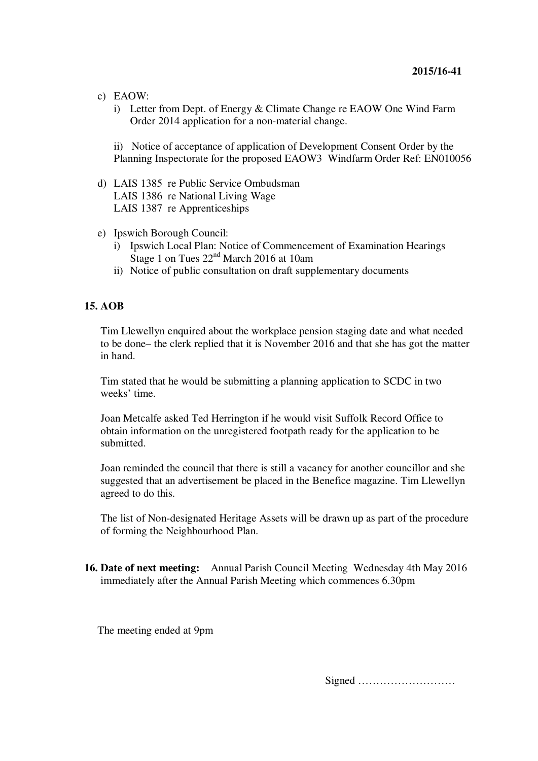c) EAOW:
   i) Letter from Dept. of Energy & Climate Change re EAOW One Wind Farm Order 2014 application for a non-material change.

   ii) Notice of acceptance of application of Development Consent Order by the Planning Inspectorate for the proposed EAOW3 Windfarm Order Ref: EN010056

d) LAIS 1385 re Public Service Ombudsman
   LAIS 1386 re National Living Wage
   LAIS 1387 re Apprenticeships

e) Ipswich Borough Council:
   i) Ipswich Local Plan: Notice of Commencement of Examination Hearings Stage 1 on Tues 22nd March 2016 at 10am
   ii) Notice of public consultation on draft supplementary documents

**15. AOB**

Tim Llewellyn enquired about the workplace pension staging date and what needed to be done– the clerk replied that it is November 2016 and that she has got the matter in hand.

Tim stated that he would be submitting a planning application to SCDC in two weeks' time.

Joan Metcalfe asked Ted Herrington if he would visit Suffolk Record Office to obtain information on the unregistered footpath ready for the application to be submitted.

Joan reminded the council that there is still a vacancy for another councillor and she suggested that an advertisement be placed in the Benefice magazine. Tim Llewellyn agreed to do this.

The list of Non-designated Heritage Assets will be drawn up as part of the procedure of forming the Neighbourhood Plan.

**16. Date of next meeting:** Annual Parish Council Meeting Wednesday 4th May 2016 immediately after the Annual Parish Meeting which commences 6.30pm

The meeting ended at 9pm

Signed ………………………